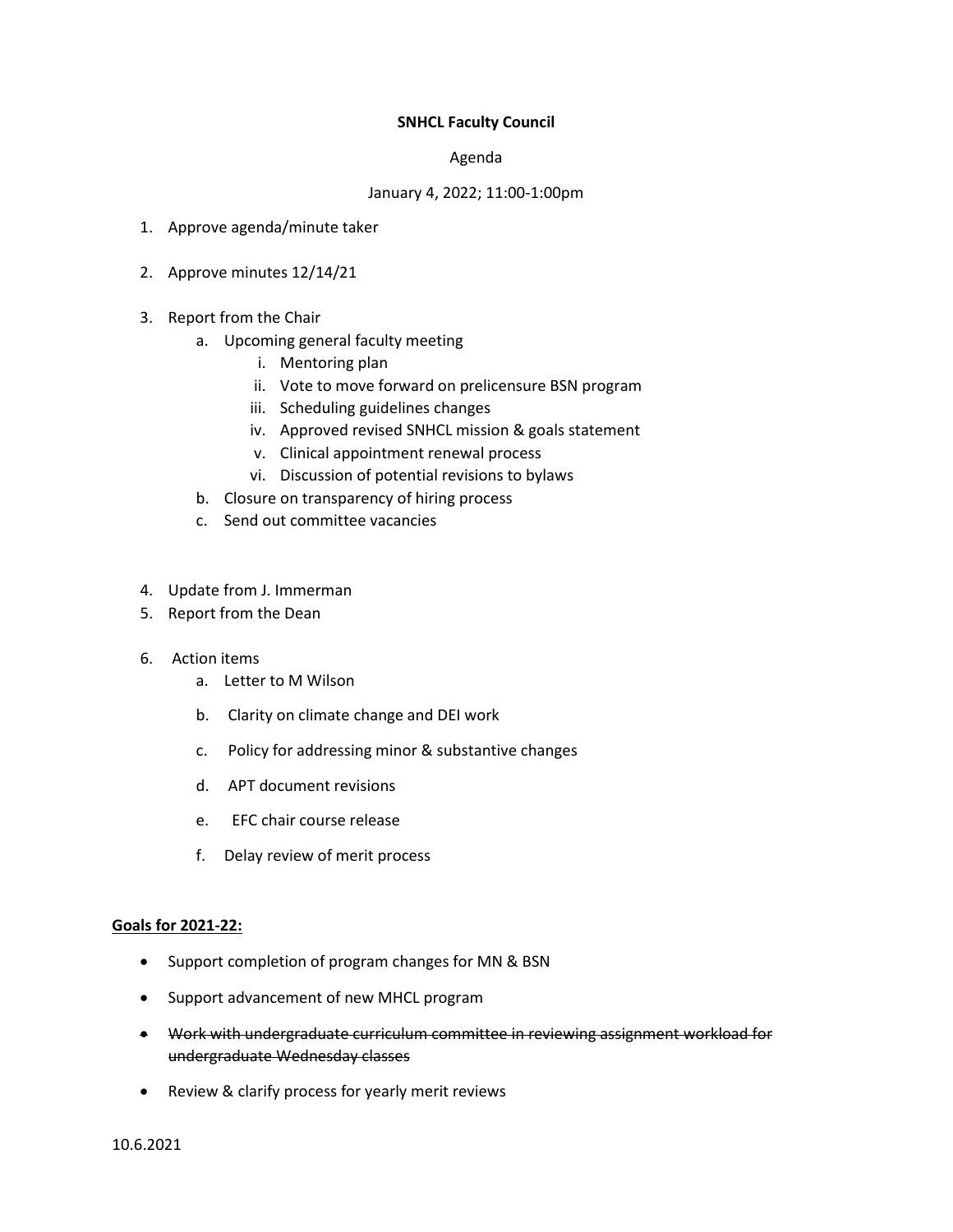**SNHCL Faculty Council**

Agenda

January 4, 2022; 11:00-1:00pm

1. Approve agenda/minute taker

2. Approve minutes 12/14/21

3. Report from the Chair
    a. Upcoming general faculty meeting
        i. Mentoring plan
        ii. Vote to move forward on prelicensure BSN program
        iii. Scheduling guidelines changes
        iv. Approved revised SNHCL mission & goals statement
        v. Clinical appointment renewal process
        vi. Discussion of potential revisions to bylaws
    b. Closure on transparency of hiring process
    c. Send out committee vacancies

4. Update from J. Immerman
5. Report from the Dean

6. Action items
    a. Letter to M Wilson
    b. Clarity on climate change and DEI work
    c. Policy for addressing minor & substantive changes
    d. APT document revisions
    e. EFC chair course release
    f. Delay review of merit process

**Goals for 2021-22:**

- Support completion of program changes for MN & BSN
- Support advancement of new MHCL program
- ~~Work with undergraduate curriculum committee in reviewing assignment workload for undergraduate Wednesday classes~~
- Review & clarify process for yearly merit reviews

10.6.2021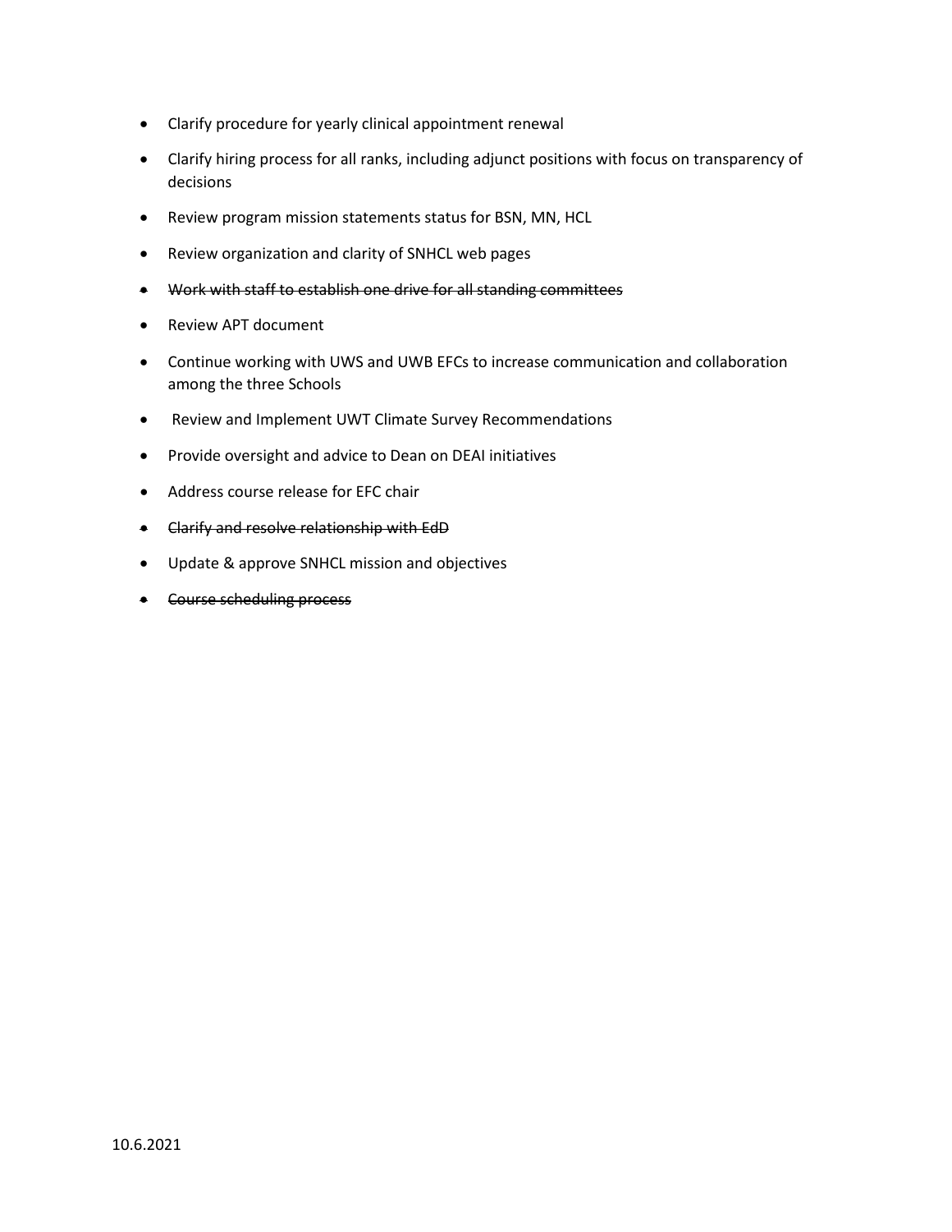- Clarify procedure for yearly clinical appointment renewal
- Clarify hiring process for all ranks, including adjunct positions with focus on transparency of decisions
- Review program mission statements status for BSN, MN, HCL
- Review organization and clarity of SNHCL web pages
- ~~Work with staff to establish one drive for all standing committees~~
- Review APT document
- Continue working with UWS and UWB EFCs to increase communication and collaboration among the three Schools
- Review and Implement UWT Climate Survey Recommendations
- Provide oversight and advice to Dean on DEAI initiatives
- Address course release for EFC chair
- ~~Clarify and resolve relationship with EdD~~
- Update & approve SNHCL mission and objectives
- ~~Course scheduling process~~

10.6.2021